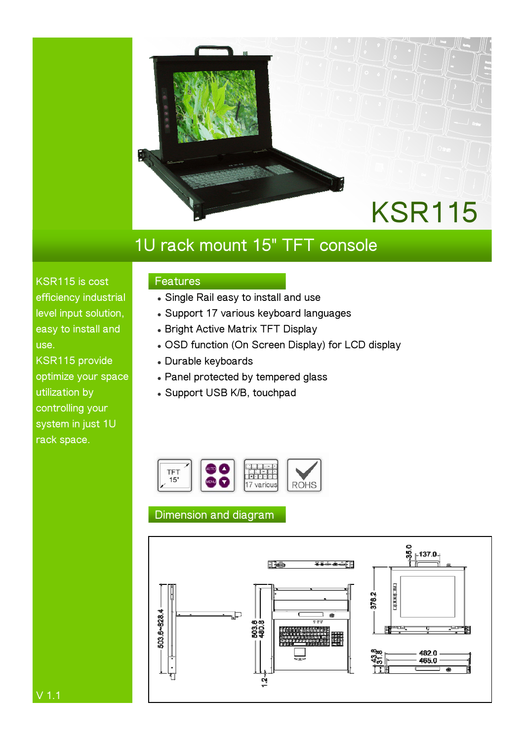# KSR115

## 1U rack mount 15" TFT console

KSR115 is cost efficiency industrial level input solution, easy to install and use.

KSR115 provide optimize your space utilization by controlling your system in just 1U rack space.

### Features

- Single Rail easy to install and use
- Support 17 various keyboard languages
- Bright Active Matrix TFT Display
- OSD function (On Screen Display) for LCD display
- Durable keyboards
- Panel protected by tempered glass
- Support USB K/B, touchpad

TFT 15" | AUTO MENU | 17 various | ROHS

### Dimension and diagram

503.6~823.4

503.6
480.8

1.2

35.0
137.0

378.2

43.6
31.8

482.0
465.0

V 1.1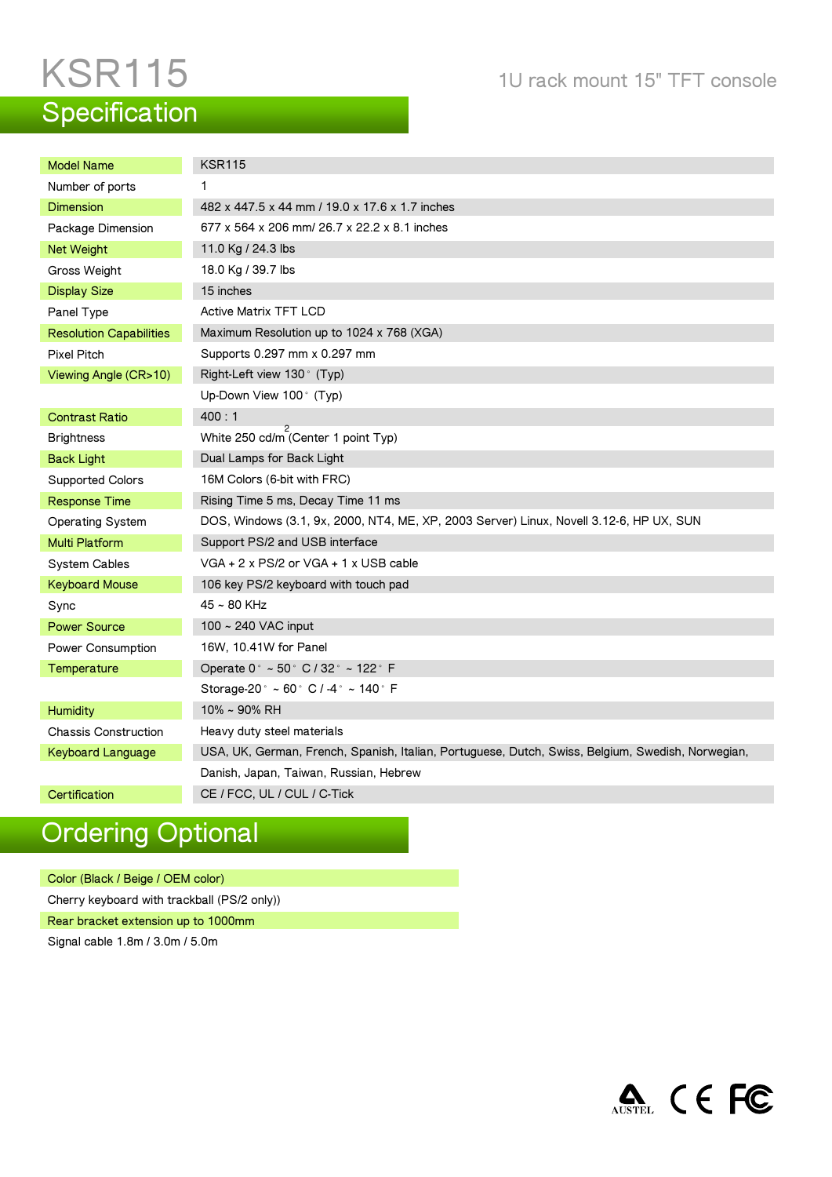# KSR115

1U rack mount 15" TFT console

## Specification

| | |
|---|---|
| Model Name | KSR115 |
| Number of ports | 1 |
| Dimension | 482 x 447.5 x 44 mm / 19.0 x 17.6 x 1.7 inches |
| Package Dimension | 677 x 564 x 206 mm/ 26.7 x 22.2 x 8.1 inches |
| Net Weight | 11.0 Kg / 24.3 lbs |
| Gross Weight | 18.0 Kg / 39.7 lbs |
| Display Size | 15 inches |
| Panel Type | Active Matrix TFT LCD |
| Resolution Capabilities | Maximum Resolution up to 1024 x 768 (XGA) |
| Pixel Pitch | Supports 0.297 mm x 0.297 mm |
| Viewing Angle (CR>10) | Right-Left view 130° (Typ) |
| | Up-Down View 100° (Typ) |
| Contrast Ratio | 400 : 1 |
| Brightness | White 250 cd/m$^2$ (Center 1 point Typ) |
| Back Light | Dual Lamps for Back Light |
| Supported Colors | 16M Colors (6-bit with FRC) |
| Response Time | Rising Time 5 ms, Decay Time 11 ms |
| Operating System | DOS, Windows (3.1, 9x, 2000, NT4, ME, XP, 2003 Server) Linux, Novell 3.12-6, HP UX, SUN |
| Multi Platform | Support PS/2 and USB interface |
| System Cables | VGA + 2 x PS/2 or VGA + 1 x USB cable |
| Keyboard Mouse | 106 key PS/2 keyboard with touch pad |
| Sync | 45 ~ 80 KHz |
| Power Source | 100 ~ 240 VAC input |
| Power Consumption | 16W, 10.41W for Panel |
| Temperature | Operate 0° ~ 50° C / 32° ~ 122° F |
| | Storage-20° ~ 60° C / -4° ~ 140° F |
| Humidity | 10% ~ 90% RH |
| Chassis Construction | Heavy duty steel materials |
| Keyboard Language | USA, UK, German, French, Spanish, Italian, Portuguese, Dutch, Swiss, Belgium, Swedish, Norwegian, Danish, Japan, Taiwan, Russian, Hebrew |
| Certification | CE / FCC, UL / CUL / C-Tick |

## Ordering Optional

- Color (Black / Beige / OEM color)
- Cherry keyboard with trackball (PS/2 only))
- Rear bracket extension up to 1000mm
- Signal cable 1.8m / 3.0m / 5.0m